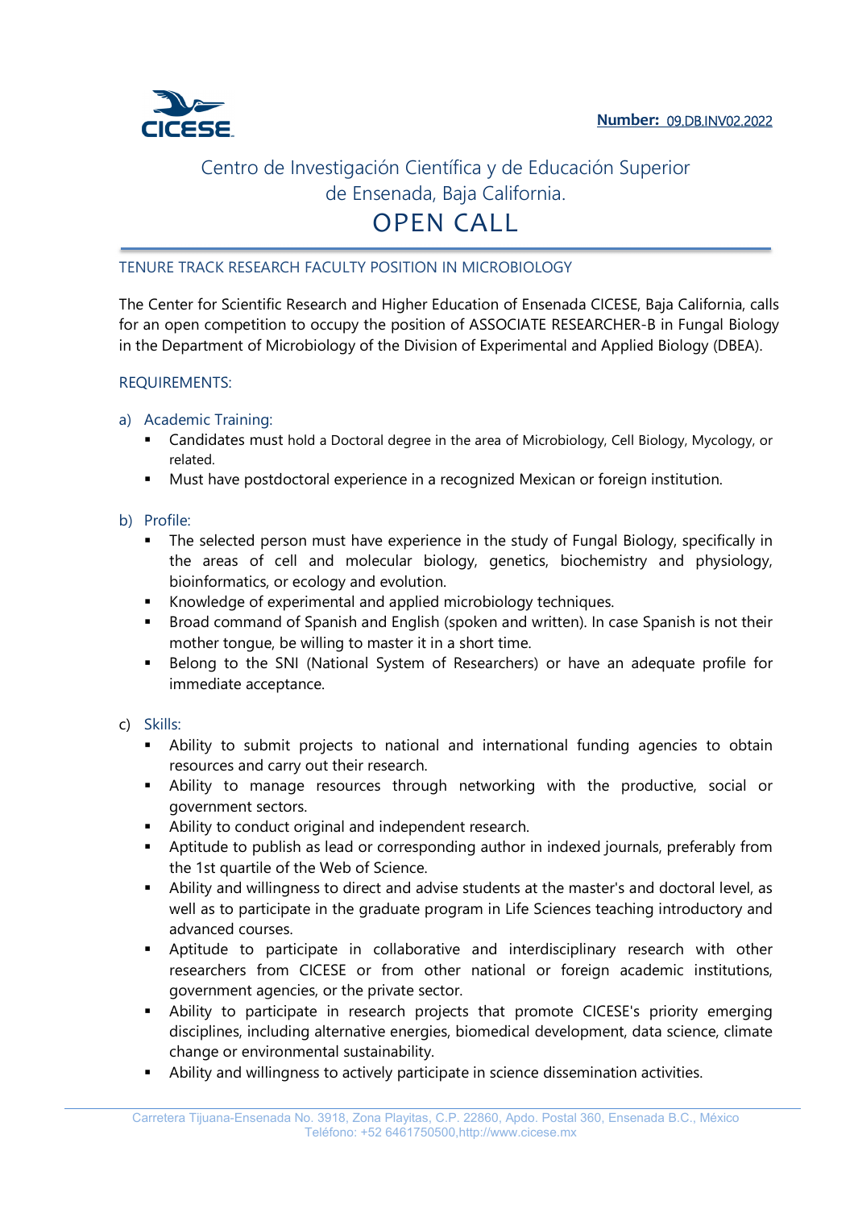**Number:** 09.DB.INV02.2022

# Centro de Investigación Científica y de Educación Superior de Ensenada, Baja California.

# OPEN CALL

## TENURE TRACK RESEARCH FACULTY POSITION IN MICROBIOLOGY

The Center for Scientific Research and Higher Education of Ensenada CICESE, Baja California, calls for an open competition to occupy the position of ASSOCIATE RESEARCHER-B in Fungal Biology in the Department of Microbiology of the Division of Experimental and Applied Biology (DBEA).

### REQUIREMENTS:

a) Academic Training:

- Candidates must hold a Doctoral degree in the area of Microbiology, Cell Biology, Mycology, or related.
- Must have postdoctoral experience in a recognized Mexican or foreign institution.

b) Profile:

- The selected person must have experience in the study of Fungal Biology, specifically in the areas of cell and molecular biology, genetics, biochemistry and physiology, bioinformatics, or ecology and evolution.
- Knowledge of experimental and applied microbiology techniques.
- Broad command of Spanish and English (spoken and written). In case Spanish is not their mother tongue, be willing to master it in a short time.
- Belong to the SNI (National System of Researchers) or have an adequate profile for immediate acceptance.

c) Skills:

- Ability to submit projects to national and international funding agencies to obtain resources and carry out their research.
- Ability to manage resources through networking with the productive, social or government sectors.
- Ability to conduct original and independent research.
- Aptitude to publish as lead or corresponding author in indexed journals, preferably from the 1st quartile of the Web of Science.
- Ability and willingness to direct and advise students at the master's and doctoral level, as well as to participate in the graduate program in Life Sciences teaching introductory and advanced courses.
- Aptitude to participate in collaborative and interdisciplinary research with other researchers from CICESE or from other national or foreign academic institutions, government agencies, or the private sector.
- Ability to participate in research projects that promote CICESE's priority emerging disciplines, including alternative energies, biomedical development, data science, climate change or environmental sustainability.
- Ability and willingness to actively participate in science dissemination activities.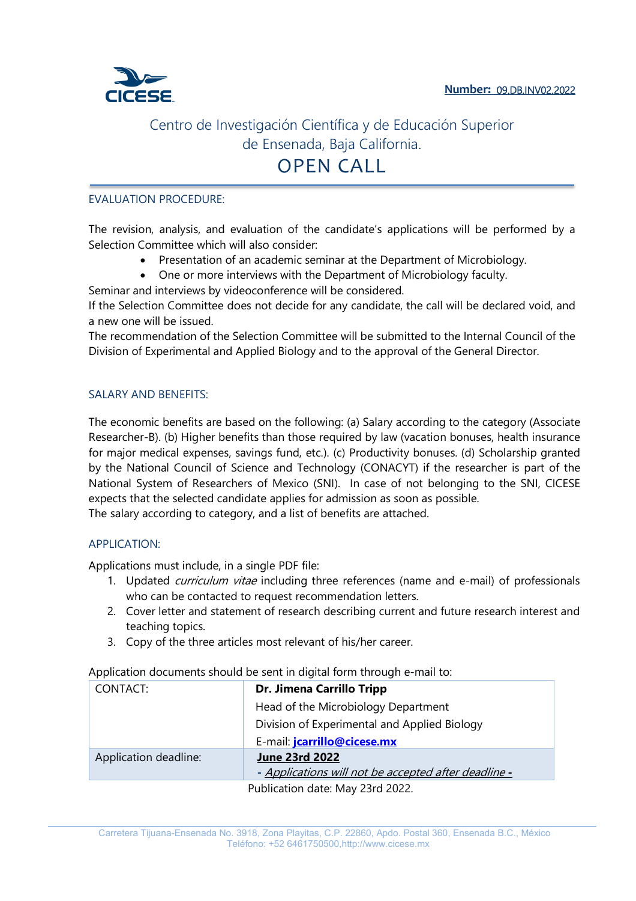**Number:** 09.DB.INV02.2022

Centro de Investigación Científica y de Educación Superior de Ensenada, Baja California.

# OPEN CALL

## EVALUATION PROCEDURE:

The revision, analysis, and evaluation of the candidate's applications will be performed by a Selection Committee which will also consider:

- Presentation of an academic seminar at the Department of Microbiology.
- One or more interviews with the Department of Microbiology faculty.

Seminar and interviews by videoconference will be considered.
If the Selection Committee does not decide for any candidate, the call will be declared void, and a new one will be issued.
The recommendation of the Selection Committee will be submitted to the Internal Council of the Division of Experimental and Applied Biology and to the approval of the General Director.

## SALARY AND BENEFITS:

The economic benefits are based on the following: (a) Salary according to the category (Associate Researcher-B). (b) Higher benefits than those required by law (vacation bonuses, health insurance for major medical expenses, savings fund, etc.). (c) Productivity bonuses. (d) Scholarship granted by the National Council of Science and Technology (CONACYT) if the researcher is part of the National System of Researchers of Mexico (SNI). In case of not belonging to the SNI, CICESE expects that the selected candidate applies for admission as soon as possible.
The salary according to category, and a list of benefits are attached.

## APPLICATION:

Applications must include, in a single PDF file:

1. Updated *curriculum vitae* including three references (name and e-mail) of professionals who can be contacted to request recommendation letters.
2. Cover letter and statement of research describing current and future research interest and teaching topics.
3. Copy of the three articles most relevant of his/her career.

Application documents should be sent in digital form through e-mail to:

| | |
|---|---|
| CONTACT: | **Dr. Jimena Carrillo Tripp**<br>Head of the Microbiology Department<br>Division of Experimental and Applied Biology<br>E-mail: **jcarrillo@cicese.mx** |
| Application deadline: | **June 23rd 2022**<br>*- Applications will not be accepted after deadline -* |

Publication date: May 23rd 2022.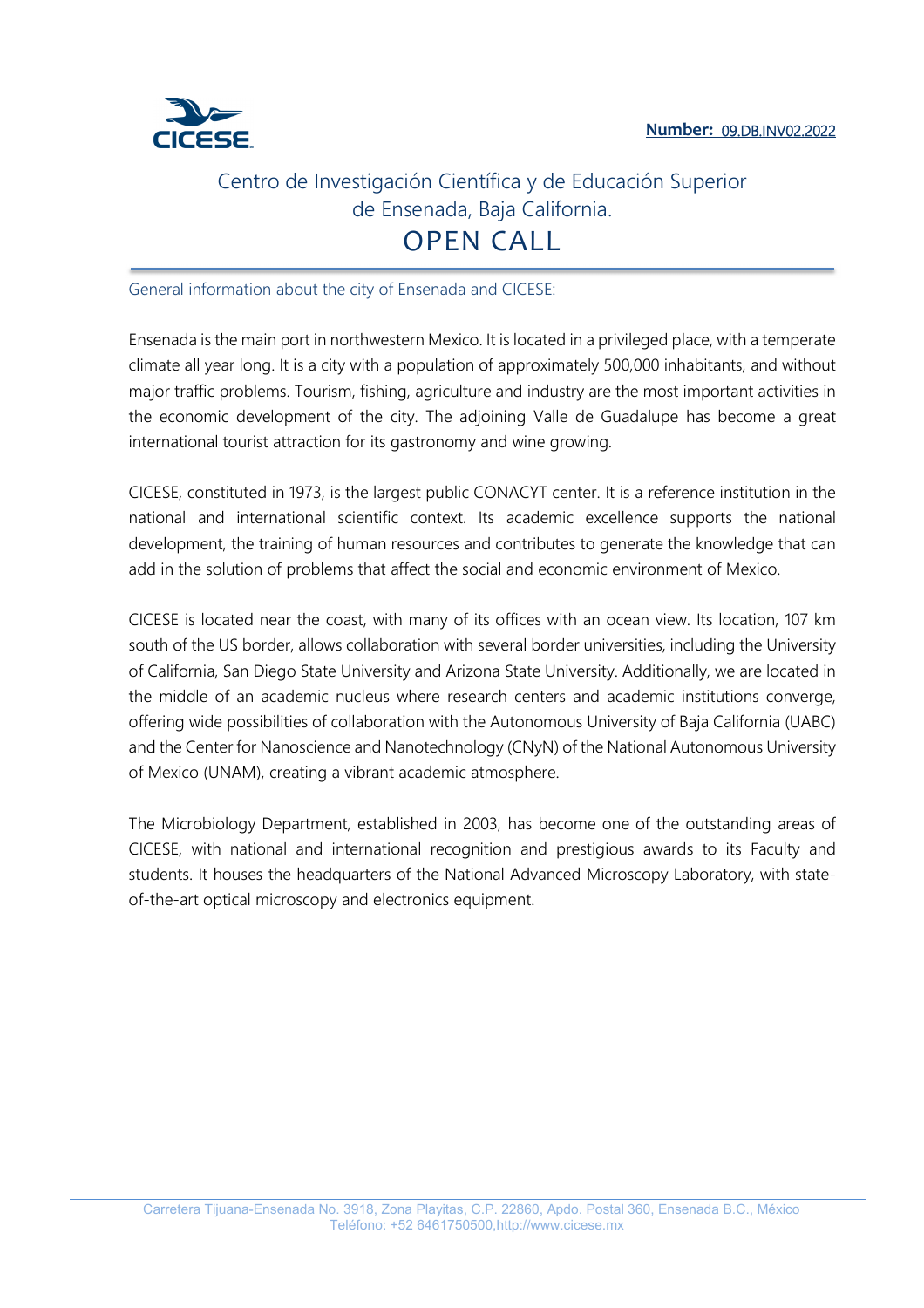**Number:** 09.DB.INV02.2022

Centro de Investigación Científica y de Educación Superior de Ensenada, Baja California.

# OPEN CALL

## General information about the city of Ensenada and CICESE:

Ensenada is the main port in northwestern Mexico. It is located in a privileged place, with a temperate climate all year long. It is a city with a population of approximately 500,000 inhabitants, and without major traffic problems. Tourism, fishing, agriculture and industry are the most important activities in the economic development of the city. The adjoining Valle de Guadalupe has become a great international tourist attraction for its gastronomy and wine growing.

CICESE, constituted in 1973, is the largest public CONACYT center. It is a reference institution in the national and international scientific context. Its academic excellence supports the national development, the training of human resources and contributes to generate the knowledge that can add in the solution of problems that affect the social and economic environment of Mexico.

CICESE is located near the coast, with many of its offices with an ocean view. Its location, 107 km south of the US border, allows collaboration with several border universities, including the University of California, San Diego State University and Arizona State University. Additionally, we are located in the middle of an academic nucleus where research centers and academic institutions converge, offering wide possibilities of collaboration with the Autonomous University of Baja California (UABC) and the Center for Nanoscience and Nanotechnology (CNyN) of the National Autonomous University of Mexico (UNAM), creating a vibrant academic atmosphere.

The Microbiology Department, established in 2003, has become one of the outstanding areas of CICESE, with national and international recognition and prestigious awards to its Faculty and students. It houses the headquarters of the National Advanced Microscopy Laboratory, with state-of-the-art optical microscopy and electronics equipment.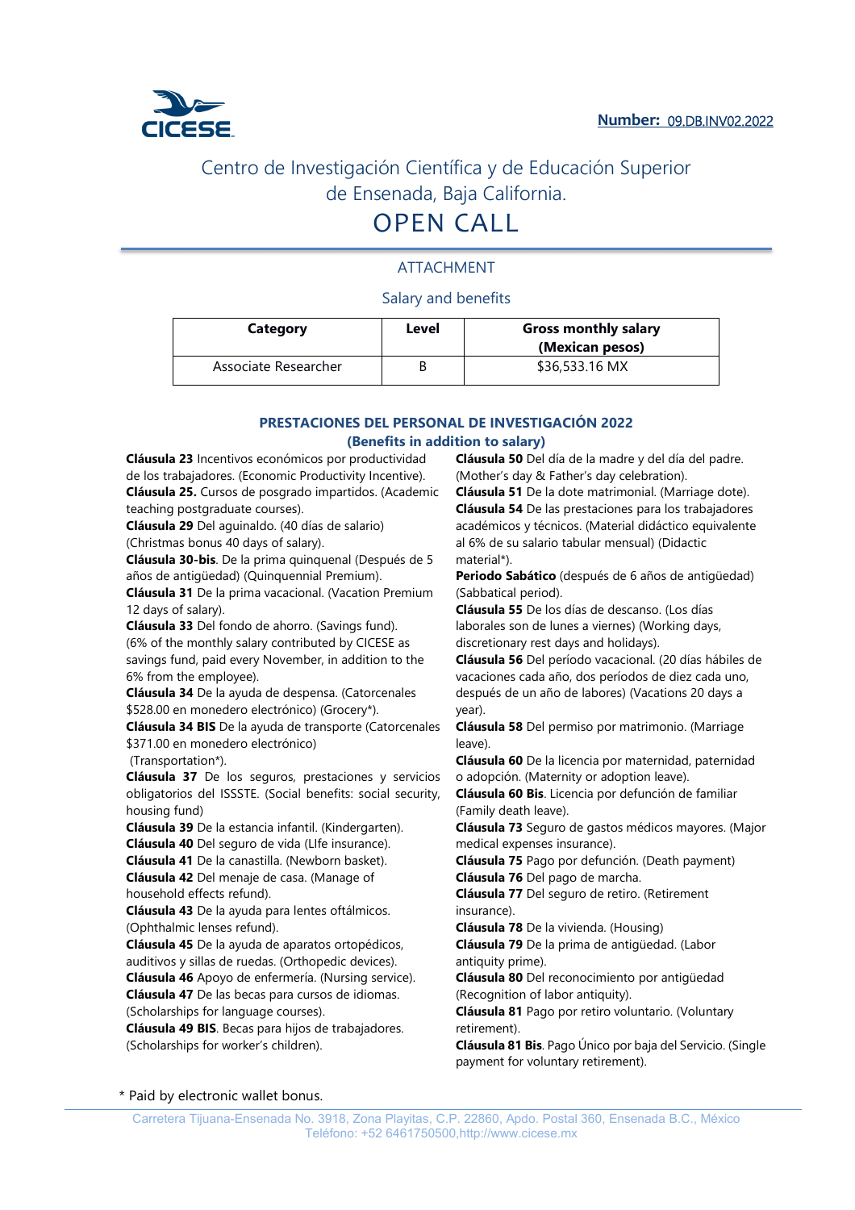**Number:** 09.DB.INV02.2022

Centro de Investigación Científica y de Educación Superior de Ensenada, Baja California.

# OPEN CALL

## ATTACHMENT

### Salary and benefits

| Category | Level | Gross monthly salary (Mexican pesos) |
|---|---|---|
| Associate Researcher | B | $36,533.16 MX |

### PRESTACIONES DEL PERSONAL DE INVESTIGACIÓN 2022
### (Benefits in addition to salary)

**Cláusula 23** Incentivos económicos por productividad de los trabajadores. (Economic Productivity Incentive).
**Cláusula 25.** Cursos de posgrado impartidos. (Academic teaching postgraduate courses).
**Cláusula 29** Del aguinaldo. (40 días de salario) (Christmas bonus 40 days of salary).
**Cláusula 30-bis**. De la prima quinquenal (Después de 5 años de antigüedad) (Quinquennial Premium).
**Cláusula 31** De la prima vacacional. (Vacation Premium 12 days of salary).
**Cláusula 33** Del fondo de ahorro. (Savings fund). (6% of the monthly salary contributed by CICESE as savings fund, paid every November, in addition to the 6% from the employee).
**Cláusula 34** De la ayuda de despensa. (Catorcenales $528.00 en monedero electrónico) (Grocery*).
**Cláusula 34 BIS** De la ayuda de transporte (Catorcenales $371.00 en monedero electrónico) (Transportation*).
**Cláusula 37** De los seguros, prestaciones y servicios obligatorios del ISSSTE. (Social benefits: social security, housing fund)
**Cláusula 39** De la estancia infantil. (Kindergarten).
**Cláusula 40** Del seguro de vida (LIfe insurance).
**Cláusula 41** De la canastilla. (Newborn basket).
**Cláusula 42** Del menaje de casa. (Manage of household effects refund).
**Cláusula 43** De la ayuda para lentes oftálmicos. (Ophthalmic lenses refund).
**Cláusula 45** De la ayuda de aparatos ortopédicos, auditivos y sillas de ruedas. (Orthopedic devices).
**Cláusula 46** Apoyo de enfermería. (Nursing service).
**Cláusula 47** De las becas para cursos de idiomas. (Scholarships for language courses).
**Cláusula 49 BIS**. Becas para hijos de trabajadores. (Scholarships for worker's children).
**Cláusula 50** Del día de la madre y del día del padre. (Mother's day & Father's day celebration).
**Cláusula 51** De la dote matrimonial. (Marriage dote).
**Cláusula 54** De las prestaciones para los trabajadores académicos y técnicos. (Material didáctico equivalente al 6% de su salario tabular mensual) (Didactic material*).
**Periodo Sabático** (después de 6 años de antigüedad) (Sabbatical period).
**Cláusula 55** De los días de descanso. (Los días laborales son de lunes a viernes) (Working days, discretionary rest days and holidays).
**Cláusula 56** Del período vacacional. (20 días hábiles de vacaciones cada año, dos períodos de diez cada uno, después de un año de labores) (Vacations 20 days a year).
**Cláusula 58** Del permiso por matrimonio. (Marriage leave).
**Cláusula 60** De la licencia por maternidad, paternidad o adopción. (Maternity or adoption leave).
**Cláusula 60 Bis**. Licencia por defunción de familiar (Family death leave).
**Cláusula 73** Seguro de gastos médicos mayores. (Major medical expenses insurance).
**Cláusula 75** Pago por defunción. (Death payment)
**Cláusula 76** Del pago de marcha.
**Cláusula 77** Del seguro de retiro. (Retirement insurance).
**Cláusula 78** De la vivienda. (Housing)
**Cláusula 79** De la prima de antigüedad. (Labor antiquity prime).
**Cláusula 80** Del reconocimiento por antigüedad (Recognition of labor antiquity).
**Cláusula 81** Pago por retiro voluntario. (Voluntary retirement).
**Cláusula 81 Bis**. Pago Único por baja del Servicio. (Single payment for voluntary retirement).

\* Paid by electronic wallet bonus.

Carretera Tijuana-Ensenada No. 3918, Zona Playitas, C.P. 22860, Apdo. Postal 360, Ensenada B.C., México
Teléfono: +52 6461750500,http://www.cicese.mx